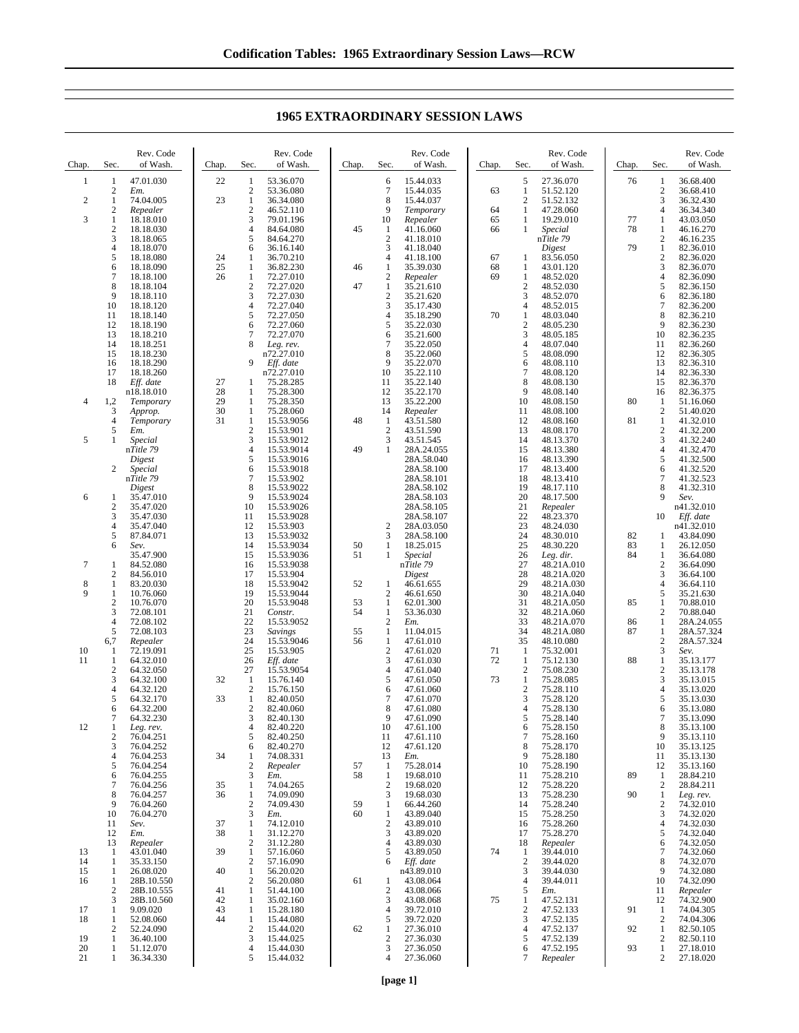# 1965 EXTRAORDINARY SESSION LAWS

| Chap. | Sec. | Rev. Code of Wash. |
|---|---|---|
| 1 | 1 | 47.01.030 |
| | 2 | *Em.* |
| 2 | 1 | 74.04.005 |
| | 2 | *Repealer* |
| 3 | 1 | 18.18.010 |
| | 2 | 18.18.030 |
| | 3 | 18.18.065 |
| | 4 | 18.18.070 |
| | 5 | 18.18.080 |
| | 6 | 18.18.090 |
| | 7 | 18.18.100 |
| | 8 | 18.18.104 |
| | 9 | 18.18.110 |
| | 10 | 18.18.120 |
| | 11 | 18.18.140 |
| | 12 | 18.18.190 |
| | 13 | 18.18.210 |
| | 14 | 18.18.251 |
| | 15 | 18.18.230 |
| | 16 | 18.18.290 |
| | 17 | 18.18.260 |
| | 18 | *Eff. date* n18.18.010 |
| 4 | 1,2 | *Temporary* |
| | 3 | *Approp.* |
| | 4 | *Temporary* |
| | 5 | *Em.* |
| 5 | 1 | *Special* n*Title 79 Digest* |
| | 2 | *Special* n*Title 79 Digest* |
| 6 | 1 | 35.47.010 |
| | 2 | 35.47.020 |
| | 3 | 35.47.030 |
| | 4 | 35.47.040 |
| | 5 | 87.84.071 |
| | 6 | *Sev.* 35.47.900 |
| 7 | 1 | 84.52.080 |
| | 2 | 84.56.010 |
| 8 | 1 | 83.20.030 |
| 9 | 1 | 10.76.060 |
| | 2 | 10.76.070 |
| | 3 | 72.08.101 |
| | 4 | 72.08.102 |
| | 5 | 72.08.103 |
| | 6,7 | *Repealer* |
| 10 | 1 | 72.19.091 |
| 11 | 1 | 64.32.010 |
| | 2 | 64.32.050 |
| | 3 | 64.32.100 |
| | 4 | 64.32.120 |
| | 5 | 64.32.170 |
| | 6 | 64.32.200 |
| | 7 | 64.32.230 |
| 12 | 1 | *Leg. rev.* |
| | 2 | 76.04.251 |
| | 3 | 76.04.252 |
| | 4 | 76.04.253 |
| | 5 | 76.04.254 |
| | 6 | 76.04.255 |
| | 7 | 76.04.256 |
| | 8 | 76.04.257 |
| | 9 | 76.04.260 |
| | 10 | 76.04.270 |
| | 11 | *Sev.* |
| | 12 | *Em.* |
| | 13 | *Repealer* |
| 13 | 1 | 43.01.040 |
| 14 | 1 | 35.33.150 |
| 15 | 1 | 26.08.020 |
| 16 | 1 | 28B.10.550 |
| | 2 | 28B.10.555 |
| | 3 | 28B.10.560 |
| 17 | 1 | 9.09.020 |
| 18 | 1 | 52.08.060 |
| | 2 | 52.24.090 |
| 19 | 1 | 36.40.100 |
| 20 | 1 | 51.12.070 |
| 21 | 1 | 36.34.330 |
| 22 | 1 | 53.36.070 |
| | 2 | 53.36.080 |
| 23 | 1 | 36.34.080 |
| | 2 | 46.52.110 |
| | 3 | 79.01.196 |
| | 4 | 84.64.080 |
| | 5 | 84.64.270 |
| | 6 | 36.16.140 |
| 24 | 1 | 36.70.210 |
| 25 | 1 | 36.82.230 |
| 26 | 1 | 72.27.010 |
| | 2 | 72.27.020 |
| | 3 | 72.27.030 |
| | 4 | 72.27.040 |
| | 5 | 72.27.050 |
| | 6 | 72.27.060 |
| | 7 | 72.27.070 |
| | 8 | *Leg. rev.* n72.27.010 |
| | 9 | *Eff. date* n72.27.010 |
| 27 | 1 | 75.28.285 |
| 28 | 1 | 75.28.300 |
| 29 | 1 | 75.28.350 |
| 30 | 1 | 75.28.060 |
| 31 | 1 | 15.53.9056 |
| | 2 | 15.53.901 |
| | 3 | 15.53.9012 |
| | 4 | 15.53.9014 |
| | 5 | 15.53.9016 |
| | 6 | 15.53.9018 |
| | 7 | 15.53.902 |
| | 8 | 15.53.9022 |
| | 9 | 15.53.9024 |
| | 10 | 15.53.9026 |
| | 11 | 15.53.9028 |
| | 12 | 15.53.903 |
| | 13 | 15.53.9032 |
| | 14 | 15.53.9034 |
| | 15 | 15.53.9036 |
| | 16 | 15.53.9038 |
| | 17 | 15.53.904 |
| | 18 | 15.53.9042 |
| | 19 | 15.53.9044 |
| | 20 | 15.53.9048 |
| | 21 | *Constr.* |
| | 22 | 15.53.9052 |
| | 23 | *Savings* |
| | 24 | 15.53.9046 |
| | 25 | 15.53.905 |
| | 26 | *Eff. date* |
| | 27 | 15.53.9054 |
| 32 | 1 | 15.76.140 |
| | 2 | 15.76.150 |
| 33 | 1 | 82.40.050 |
| | 2 | 82.40.060 |
| | 3 | 82.40.130 |
| | 4 | 82.40.220 |
| | 5 | 82.40.250 |
| | 6 | 82.40.270 |
| 34 | 1 | 74.08.331 |
| | 2 | *Repealer* |
| | 3 | *Em.* |
| 35 | 1 | 74.04.265 |
| 36 | 1 | 74.09.090 |
| | 2 | 74.09.430 |
| | 3 | *Em.* |
| 37 | 1 | 74.12.010 |
| 38 | 1 | 31.12.270 |
| | 2 | 31.12.280 |
| 39 | 1 | 57.16.060 |
| | 2 | 57.16.090 |
| 40 | 1 | 56.20.020 |
| | 2 | 56.20.080 |
| 41 | 1 | 51.44.100 |
| 42 | 1 | 35.02.160 |
| 43 | 1 | 15.28.180 |
| 44 | 1 | 15.44.080 |
| | 2 | 15.44.020 |
| | 3 | 15.44.025 |
| | 4 | 15.44.030 |
| | 5 | 15.44.032 |
| | 6 | 15.44.033 |
| | 7 | 15.44.035 |
| | 8 | 15.44.037 |
| | 9 | *Temporary* |
| | 10 | *Repealer* |
| 45 | 1 | 41.16.060 |
| | 2 | 41.18.010 |
| | 3 | 41.18.040 |
| | 4 | 41.18.100 |
| 46 | 1 | 35.39.030 |
| | 2 | *Repealer* |
| 47 | 1 | 35.21.610 |
| | 2 | 35.21.620 |
| | 3 | 35.17.430 |
| | 4 | 35.18.290 |
| | 5 | 35.22.030 |
| | 6 | 35.21.600 |
| | 7 | 35.22.050 |
| | 8 | 35.22.060 |
| | 9 | 35.22.070 |
| | 10 | 35.22.110 |
| | 11 | 35.22.140 |
| | 12 | 35.22.170 |
| | 13 | 35.22.200 |
| | 14 | *Repealer* |
| 48 | 1 | 43.51.580 |
| | 2 | 43.51.590 |
| | 3 | 43.51.545 |
| 49 | 1 | 28A.24.055 |
| | | 28A.58.040 |
| | | 28A.58.100 |
| | | 28A.58.101 |
| | | 28A.58.102 |
| | | 28A.58.103 |
| | | 28A.58.105 |
| | | 28A.58.107 |
| | 2 | 28A.03.050 |
| | 3 | 28A.58.100 |
| 50 | 1 | 18.25.015 |
| 51 | 1 | *Special* n*Title 79 Digest* |
| 52 | 1 | 46.61.655 |
| | 2 | 46.61.650 |
| 53 | 1 | 62.01.300 |
| 54 | 1 | 53.36.030 |
| | 2 | *Em.* |
| 55 | 1 | 11.04.015 |
| 56 | 1 | 47.61.010 |
| | 2 | 47.61.020 |
| | 3 | 47.61.030 |
| | 4 | 47.61.040 |
| | 5 | 47.61.050 |
| | 6 | 47.61.060 |
| | 7 | 47.61.070 |
| | 8 | 47.61.080 |
| | 9 | 47.61.090 |
| | 10 | 47.61.100 |
| | 11 | 47.61.110 |
| | 12 | 47.61.120 |
| | 13 | *Em.* |
| 57 | 1 | 75.28.014 |
| 58 | 1 | 19.68.010 |
| | 2 | 19.68.020 |
| | 3 | 19.68.030 |
| 59 | 1 | 66.44.260 |
| 60 | 1 | 43.89.040 |
| | 2 | 43.89.010 |
| | 3 | 43.89.020 |
| | 4 | 43.89.030 |
| | 5 | 43.89.050 |
| | 6 | *Eff. date* n43.89.010 |
| 61 | 1 | 43.08.064 |
| | 2 | 43.08.066 |
| | 3 | 43.08.068 |
| | 4 | 39.72.010 |
| | 5 | 39.72.020 |
| 62 | 1 | 27.36.010 |
| | 2 | 27.36.030 |
| | 3 | 27.36.050 |
| | 4 | 27.36.060 |
| | 5 | 27.36.070 |
| 63 | 1 | 51.52.120 |
| | 2 | 51.52.132 |
| 64 | 1 | 47.28.060 |
| 65 | 1 | 19.29.010 |
| 66 | 1 | *Special* n*Title 79 Digest* |
| 67 | 1 | 83.56.050 |
| 68 | 1 | 43.01.120 |
| 69 | 1 | 48.52.020 |
| | 2 | 48.52.030 |
| | 3 | 48.52.070 |
| | 4 | 48.52.015 |
| 70 | 1 | 48.03.040 |
| | 2 | 48.05.230 |
| | 3 | 48.05.185 |
| | 4 | 48.07.040 |
| | 5 | 48.08.090 |
| | 6 | 48.08.110 |
| | 7 | 48.08.120 |
| | 8 | 48.08.130 |
| | 9 | 48.08.140 |
| | 10 | 48.08.150 |
| | 11 | 48.08.100 |
| | 12 | 48.08.160 |
| | 13 | 48.08.170 |
| | 14 | 48.13.370 |
| | 15 | 48.13.380 |
| | 16 | 48.13.390 |
| | 17 | 48.13.400 |
| | 18 | 48.13.410 |
| | 19 | 48.17.110 |
| | 20 | 48.17.500 |
| | 21 | *Repealer* |
| | 22 | 48.23.370 |
| | 23 | 48.24.030 |
| | 24 | 48.30.010 |
| | 25 | 48.30.220 |
| | 26 | *Leg. dir.* |
| | 27 | 48.21A.010 |
| | 28 | 48.21A.020 |
| | 29 | 48.21A.030 |
| | 30 | 48.21A.040 |
| | 31 | 48.21A.050 |
| | 32 | 48.21A.060 |
| | 33 | 48.21A.070 |
| | 34 | 48.21A.080 |
| | 35 | 48.10.080 |
| 71 | 1 | 75.32.001 |
| 72 | 1 | 75.12.130 |
| | 2 | 75.08.230 |
| 73 | 1 | 75.28.085 |
| | 2 | 75.28.110 |
| | 3 | 75.28.120 |
| | 4 | 75.28.130 |
| | 5 | 75.28.140 |
| | 6 | 75.28.150 |
| | 7 | 75.28.160 |
| | 8 | 75.28.170 |
| | 9 | 75.28.180 |
| | 10 | 75.28.190 |
| | 11 | 75.28.210 |
| | 12 | 75.28.220 |
| | 13 | 75.28.230 |
| | 14 | 75.28.240 |
| | 15 | 75.28.250 |
| | 16 | 75.28.260 |
| | 17 | 75.28.270 |
| | 18 | *Repealer* |
| 74 | 1 | 39.44.010 |
| | 2 | 39.44.020 |
| | 3 | 39.44.030 |
| | 4 | 39.44.011 |
| | 5 | *Em.* |
| 75 | 1 | 47.52.131 |
| | 2 | 47.52.133 |
| | 3 | 47.52.135 |
| | 4 | 47.52.137 |
| | 5 | 47.52.139 |
| | 6 | 47.52.195 |
| | 7 | *Repealer* |
| 76 | 1 | 36.68.400 |
| | 2 | 36.68.410 |
| | 3 | 36.32.430 |
| | 4 | 36.34.340 |
| 77 | 1 | 43.03.050 |
| 78 | 1 | 46.16.270 |
| | 2 | 46.16.235 |
| 79 | 1 | 82.36.010 |
| | 2 | 82.36.020 |
| | 3 | 82.36.070 |
| | 4 | 82.36.090 |
| | 5 | 82.36.150 |
| | 6 | 82.36.180 |
| | 7 | 82.36.200 |
| | 8 | 82.36.210 |
| | 9 | 82.36.230 |
| | 10 | 82.36.235 |
| | 11 | 82.36.260 |
| | 12 | 82.36.305 |
| | 13 | 82.36.310 |
| | 14 | 82.36.330 |
| | 15 | 82.36.370 |
| | 16 | 82.36.375 |
| 80 | 1 | 51.16.060 |
| | 2 | 51.40.020 |
| 81 | 1 | 41.32.010 |
| | 2 | 41.32.200 |
| | 3 | 41.32.240 |
| | 4 | 41.32.470 |
| | 5 | 41.32.500 |
| | 6 | 41.32.520 |
| | 7 | 41.32.523 |
| | 8 | 41.32.310 |
| | 9 | *Sev.* n41.32.010 |
| | 10 | *Eff. date* n41.32.010 |
| 82 | 1 | 43.84.090 |
| 83 | 1 | 26.12.050 |
| 84 | 1 | 36.64.080 |
| | 2 | 36.64.090 |
| | 3 | 36.64.100 |
| | 4 | 36.64.110 |
| | 5 | 35.21.630 |
| 85 | 1 | 70.88.010 |
| | 2 | 70.88.040 |
| 86 | 1 | 28A.24.055 |
| 87 | 1 | 28A.57.324 |
| | 2 | 28A.57.324 |
| | 3 | *Sev.* |
| 88 | 1 | 35.13.177 |
| | 2 | 35.13.178 |
| | 3 | 35.13.015 |
| | 4 | 35.13.020 |
| | 5 | 35.13.030 |
| | 6 | 35.13.080 |
| | 7 | 35.13.090 |
| | 8 | 35.13.100 |
| | 9 | 35.13.110 |
| | 10 | 35.13.125 |
| | 11 | 35.13.130 |
| | 12 | 35.13.160 |
| 89 | 1 | 28.84.210 |
| | 2 | 28.84.211 |
| 90 | 1 | *Leg. rev.* |
| | 2 | 74.32.010 |
| | 3 | 74.32.020 |
| | 4 | 74.32.030 |
| | 5 | 74.32.040 |
| | 6 | 74.32.050 |
| | 7 | 74.32.060 |
| | 8 | 74.32.070 |
| | 9 | 74.32.080 |
| | 10 | 74.32.090 |
| | 11 | *Repealer* |
| | 12 | 74.32.900 |
| 91 | 1 | 74.04.305 |
| | 2 | 74.04.306 |
| 92 | 1 | 82.50.105 |
| | 2 | 82.50.110 |
| 93 | 1 | 27.18.010 |
| | 2 | 27.18.020 |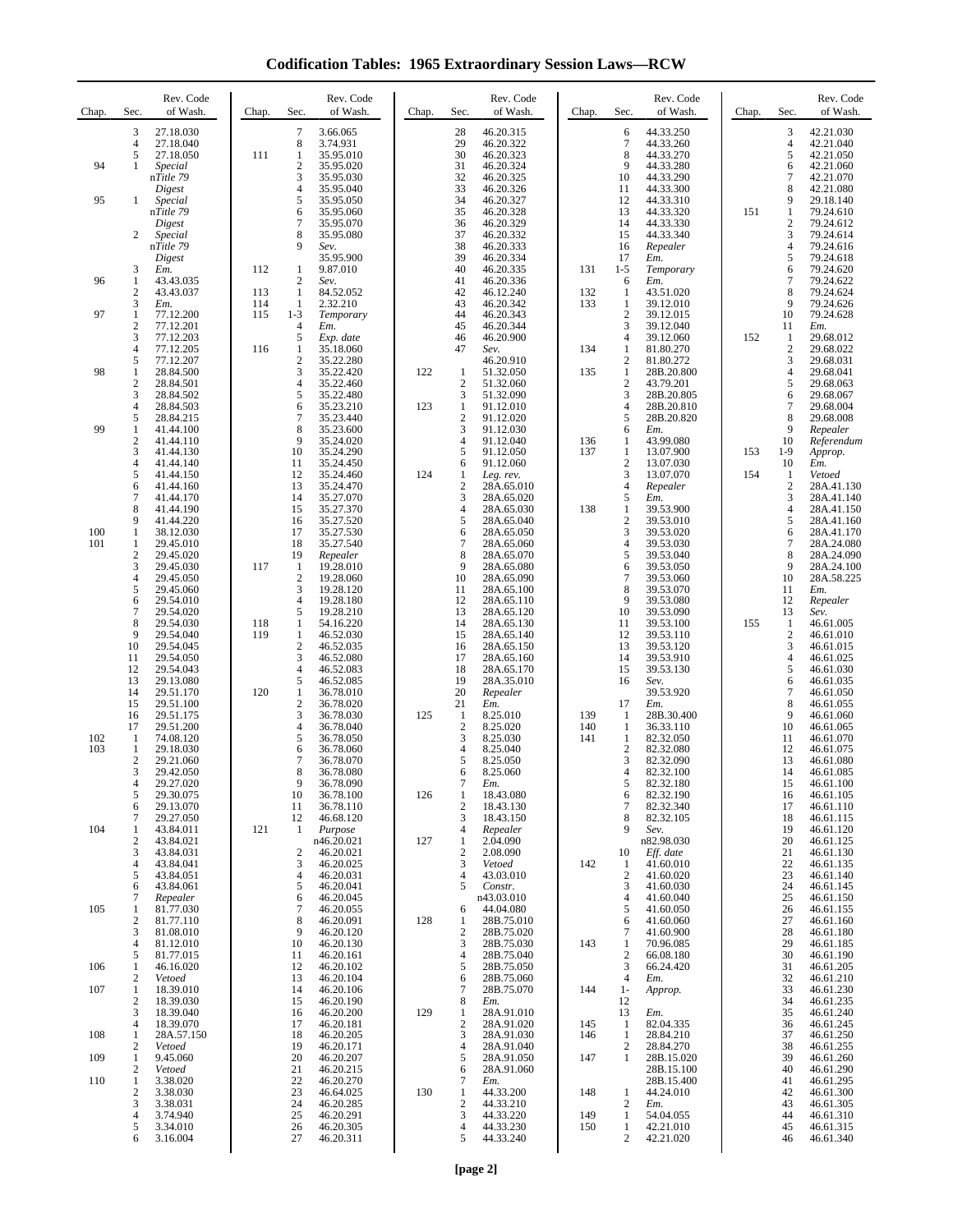# Codification Tables: 1965 Extraordinary Session Laws—RCW

| Chap. | Sec. | Rev. Code of Wash. |
|---|---|---|
| | 3 | 27.18.030 |
| | 4 | 27.18.040 |
| | 5 | 27.18.050 |
| 94 | 1 | *Special* n*Title 79 Digest* |
| 95 | 1 | *Special* n*Title 79 Digest* |
| | 2 | *Special* n*Title 79 Digest* |
| | 3 | *Em.* |
| 96 | 1 | 43.43.035 |
| | 2 | 43.43.037 |
| | 3 | *Em.* |
| 97 | 1 | 77.12.200 |
| | 2 | 77.12.201 |
| | 3 | 77.12.203 |
| | 4 | 77.12.205 |
| | 5 | 77.12.207 |
| 98 | 1 | 28.84.500 |
| | 2 | 28.84.501 |
| | 3 | 28.84.502 |
| | 4 | 28.84.503 |
| | 5 | 28.84.215 |
| 99 | 1 | 41.44.100 |
| | 2 | 41.44.110 |
| | 3 | 41.44.130 |
| | 4 | 41.44.140 |
| | 5 | 41.44.150 |
| | 6 | 41.44.160 |
| | 7 | 41.44.170 |
| | 8 | 41.44.190 |
| | 9 | 41.44.220 |
| 100 | 1 | 38.12.030 |
| 101 | 1 | 29.45.010 |
| | 2 | 29.45.020 |
| | 3 | 29.45.030 |
| | 4 | 29.45.050 |
| | 5 | 29.45.060 |
| | 6 | 29.54.010 |
| | 7 | 29.54.020 |
| | 8 | 29.54.030 |
| | 9 | 29.54.040 |
| | 10 | 29.54.045 |
| | 11 | 29.54.050 |
| | 12 | 29.54.043 |
| | 13 | 29.13.080 |
| | 14 | 29.51.170 |
| | 15 | 29.51.100 |
| | 16 | 29.51.175 |
| | 17 | 29.51.200 |
| 102 | 1 | 74.08.120 |
| 103 | 1 | 29.18.030 |
| | 2 | 29.21.060 |
| | 3 | 29.42.050 |
| | 4 | 29.27.020 |
| | 5 | 29.30.075 |
| | 6 | 29.13.070 |
| | 7 | 29.27.050 |
| 104 | 1 | 43.84.011 |
| | 2 | 43.84.021 |
| | 3 | 43.84.031 |
| | 4 | 43.84.041 |
| | 5 | 43.84.051 |
| | 6 | 43.84.061 |
| | 7 | *Repealer* |
| 105 | 1 | 81.77.030 |
| | 2 | 81.77.110 |
| | 3 | 81.08.010 |
| | 4 | 81.12.010 |
| | 5 | 81.77.015 |
| 106 | 1 | 46.16.020 |
| | 2 | *Vetoed* |
| 107 | 1 | 18.39.010 |
| | 2 | 18.39.030 |
| | 3 | 18.39.040 |
| | 4 | 18.39.070 |
| 108 | 1 | 28A.57.150 |
| | 2 | *Vetoed* |
| 109 | 1 | 9.45.060 |
| | 2 | *Vetoed* |
| 110 | 1 | 3.38.020 |
| | 2 | 3.38.030 |
| | 3 | 3.38.031 |
| | 4 | 3.74.940 |
| | 5 | 3.34.010 |
| | 6 | 3.16.004 |
| | 7 | 3.66.065 |
| | 8 | 3.74.931 |
| 111 | 1 | 35.95.010 |
| | 2 | 35.95.020 |
| | 3 | 35.95.030 |
| | 4 | 35.95.040 |
| | 5 | 35.95.050 |
| | 6 | 35.95.060 |
| | 7 | 35.95.070 |
| | 8 | 35.95.080 |
| | 9 | *Sev.* 35.95.900 |
| 112 | 1 | 9.87.010 |
| | 2 | *Sev.* |
| 113 | 1 | 84.52.052 |
| 114 | 1 | 2.32.210 |
| 115 | 1-3 | *Temporary* |
| | 4 | *Em.* |
| | 5 | *Exp. date* |
| 116 | 1 | 35.18.060 |
| | 2 | 35.22.280 |
| | 3 | 35.22.420 |
| | 4 | 35.22.460 |
| | 5 | 35.22.480 |
| | 6 | 35.23.210 |
| | 7 | 35.23.440 |
| | 8 | 35.23.600 |
| | 9 | 35.24.020 |
| | 10 | 35.24.290 |
| | 11 | 35.24.450 |
| | 12 | 35.24.460 |
| | 13 | 35.24.470 |
| | 14 | 35.27.070 |
| | 15 | 35.27.370 |
| | 16 | 35.27.520 |
| | 17 | 35.27.530 |
| | 18 | 35.27.540 |
| | 19 | *Repealer* |
| 117 | 1 | 19.28.010 |
| | 2 | 19.28.060 |
| | 3 | 19.28.120 |
| | 4 | 19.28.180 |
| | 5 | 19.28.210 |
| 118 | 1 | 54.16.220 |
| 119 | 1 | 46.52.030 |
| | 2 | 46.52.035 |
| | 3 | 46.52.080 |
| | 4 | 46.52.083 |
| | 5 | 46.52.085 |
| 120 | 1 | 36.78.010 |
| | 2 | 36.78.020 |
| | 3 | 36.78.030 |
| | 4 | 36.78.040 |
| | 5 | 36.78.050 |
| | 6 | 36.78.060 |
| | 7 | 36.78.070 |
| | 8 | 36.78.080 |
| | 9 | 36.78.090 |
| | 10 | 36.78.100 |
| | 11 | 36.78.110 |
| | 12 | 46.68.120 |
| 121 | 1 | *Purpose* n46.20.021 |
| | 2 | 46.20.021 |
| | 3 | 46.20.025 |
| | 4 | 46.20.031 |
| | 5 | 46.20.041 |
| | 6 | 46.20.045 |
| | 7 | 46.20.055 |
| | 8 | 46.20.091 |
| | 9 | 46.20.120 |
| | 10 | 46.20.130 |
| | 11 | 46.20.161 |
| | 12 | 46.20.102 |
| | 13 | 46.20.104 |
| | 14 | 46.20.106 |
| | 15 | 46.20.190 |
| | 16 | 46.20.200 |
| | 17 | 46.20.181 |
| | 18 | 46.20.205 |
| | 19 | 46.20.171 |
| | 20 | 46.20.207 |
| | 21 | 46.20.215 |
| | 22 | 46.20.270 |
| | 23 | 46.64.025 |
| | 24 | 46.20.285 |
| | 25 | 46.20.291 |
| | 26 | 46.20.305 |
| | 27 | 46.20.311 |
| | 28 | 46.20.315 |
| | 29 | 46.20.322 |
| | 30 | 46.20.323 |
| | 31 | 46.20.324 |
| | 32 | 46.20.325 |
| | 33 | 46.20.326 |
| | 34 | 46.20.327 |
| | 35 | 46.20.328 |
| | 36 | 46.20.329 |
| | 37 | 46.20.332 |
| | 38 | 46.20.333 |
| | 39 | 46.20.334 |
| | 40 | 46.20.335 |
| | 41 | 46.20.336 |
| | 42 | 46.12.240 |
| | 43 | 46.20.342 |
| | 44 | 46.20.343 |
| | 45 | 46.20.344 |
| | 46 | 46.20.900 |
| | 47 | *Sev.* 46.20.910 |
| 122 | 1 | 51.32.050 |
| | 2 | 51.32.060 |
| | 3 | 51.32.090 |
| 123 | 1 | 91.12.010 |
| | 2 | 91.12.020 |
| | 3 | 91.12.030 |
| | 4 | 91.12.040 |
| | 5 | 91.12.050 |
| | 6 | 91.12.060 |
| 124 | 1 | *Leg. rev.* |
| | 2 | 28A.65.010 |
| | 3 | 28A.65.020 |
| | 4 | 28A.65.030 |
| | 5 | 28A.65.040 |
| | 6 | 28A.65.050 |
| | 7 | 28A.65.060 |
| | 8 | 28A.65.070 |
| | 9 | 28A.65.080 |
| | 10 | 28A.65.090 |
| | 11 | 28A.65.100 |
| | 12 | 28A.65.110 |
| | 13 | 28A.65.120 |
| | 14 | 28A.65.130 |
| | 15 | 28A.65.140 |
| | 16 | 28A.65.150 |
| | 17 | 28A.65.160 |
| | 18 | 28A.65.170 |
| | 19 | 28A.35.010 |
| | 20 | *Repealer* |
| | 21 | *Em.* |
| 125 | 1 | 8.25.010 |
| | 2 | 8.25.020 |
| | 3 | 8.25.030 |
| | 4 | 8.25.040 |
| | 5 | 8.25.050 |
| | 6 | 8.25.060 |
| | 7 | *Em.* |
| 126 | 1 | 18.43.080 |
| | 2 | 18.43.130 |
| | 3 | 18.43.150 |
| | 4 | *Repealer* |
| 127 | 1 | 2.04.090 |
| | 2 | 2.08.090 |
| | 3 | *Vetoed* |
| | 4 | 43.03.010 |
| | 5 | *Constr.* n43.03.010 |
| | 6 | 44.04.080 |
| 128 | 1 | 28B.75.010 |
| | 2 | 28B.75.020 |
| | 3 | 28B.75.030 |
| | 4 | 28B.75.040 |
| | 5 | 28B.75.050 |
| | 6 | 28B.75.060 |
| | 7 | 28B.75.070 |
| | 8 | *Em.* |
| 129 | 1 | 28A.91.010 |
| | 2 | 28A.91.020 |
| | 3 | 28A.91.030 |
| | 4 | 28A.91.040 |
| | 5 | 28A.91.050 |
| | 6 | 28A.91.060 |
| | 7 | *Em.* |
| 130 | 1 | 44.33.200 |
| | 2 | 44.33.210 |
| | 3 | 44.33.220 |
| | 4 | 44.33.230 |
| | 5 | 44.33.240 |
| | 6 | 44.33.250 |
| | 7 | 44.33.260 |
| | 8 | 44.33.270 |
| | 9 | 44.33.280 |
| | 10 | 44.33.290 |
| | 11 | 44.33.300 |
| | 12 | 44.33.310 |
| | 13 | 44.33.320 |
| | 14 | 44.33.330 |
| | 15 | 44.33.340 |
| | 16 | *Repealer* |
| | 17 | *Em.* |
| 131 | 1-5 | *Temporary* |
| | 6 | *Em.* |
| 132 | 1 | 43.51.020 |
| 133 | 1 | 39.12.010 |
| | 2 | 39.12.015 |
| | 3 | 39.12.040 |
| | 4 | 39.12.060 |
| 134 | 1 | 81.80.270 |
| | 2 | 81.80.272 |
| 135 | 1 | 28B.20.800 |
| | 2 | 43.79.201 |
| | 3 | 28B.20.805 |
| | 4 | 28B.20.810 |
| | 5 | 28B.20.820 |
| | 6 | *Em.* |
| 136 | 1 | 43.99.080 |
| 137 | 1 | 13.07.900 |
| | 2 | 13.07.030 |
| | 3 | 13.07.070 |
| | 4 | *Repealer* |
| | 5 | *Em.* |
| 138 | 1 | 39.53.900 |
| | 2 | 39.53.010 |
| | 3 | 39.53.020 |
| | 4 | 39.53.030 |
| | 5 | 39.53.040 |
| | 6 | 39.53.050 |
| | 7 | 39.53.060 |
| | 8 | 39.53.070 |
| | 9 | 39.53.080 |
| | 10 | 39.53.090 |
| | 11 | 39.53.100 |
| | 12 | 39.53.110 |
| | 13 | 39.53.120 |
| | 14 | 39.53.910 |
| | 15 | 39.53.130 |
| | 16 | *Sev.* 39.53.920 |
| | 17 | *Em.* |
| 139 | 1 | 28B.30.400 |
| 140 | 1 | 36.33.110 |
| 141 | 1 | 82.32.050 |
| | 2 | 82.32.080 |
| | 3 | 82.32.090 |
| | 4 | 82.32.100 |
| | 5 | 82.32.180 |
| | 6 | 82.32.190 |
| | 7 | 82.32.340 |
| | 8 | 82.32.105 |
| | 9 | *Sev.* n82.98.030 |
| | 10 | *Eff. date* |
| 142 | 1 | 41.60.010 |
| | 2 | 41.60.020 |
| | 3 | 41.60.030 |
| | 4 | 41.60.040 |
| | 5 | 41.60.050 |
| | 6 | 41.60.060 |
| | 7 | 41.60.900 |
| 143 | 1 | 70.96.085 |
| | 2 | 66.08.180 |
| | 3 | 66.24.420 |
| | 4 | *Em.* |
| 144 | 1-12 | *Approp.* |
| | 13 | *Em.* |
| 145 | 1 | 82.04.335 |
| 146 | 1 | 28.84.210 |
| | 2 | 28.84.270 |
| 147 | 1 | 28B.15.020 28B.15.100 28B.15.400 |
| 148 | 1 | 44.24.010 |
| | 2 | *Em.* |
| 149 | 1 | 54.04.055 |
| 150 | 1 | 42.21.010 |
| | 2 | 42.21.020 |
| | 3 | 42.21.030 |
| | 4 | 42.21.040 |
| | 5 | 42.21.050 |
| | 6 | 42.21.060 |
| | 7 | 42.21.070 |
| | 8 | 42.21.080 |
| | 9 | 29.18.140 |
| 151 | 1 | 79.24.610 |
| | 2 | 79.24.612 |
| | 3 | 79.24.614 |
| | 4 | 79.24.616 |
| | 5 | 79.24.618 |
| | 6 | 79.24.620 |
| | 7 | 79.24.622 |
| | 8 | 79.24.624 |
| | 9 | 79.24.626 |
| | 10 | 79.24.628 |
| | 11 | *Em.* |
| 152 | 1 | 29.68.012 |
| | 2 | 29.68.022 |
| | 3 | 29.68.031 |
| | 4 | 29.68.041 |
| | 5 | 29.68.063 |
| | 6 | 29.68.067 |
| | 7 | 29.68.004 |
| | 8 | 29.68.008 |
| | 9 | *Repealer* |
| | 10 | *Referendum* |
| 153 | 1-9 | *Approp.* |
| | 10 | *Em.* |
| 154 | 1 | *Vetoed* |
| | 2 | 28A.41.130 |
| | 3 | 28A.41.140 |
| | 4 | 28A.41.150 |
| | 5 | 28A.41.160 |
| | 6 | 28A.41.170 |
| | 7 | 28A.24.080 |
| | 8 | 28A.24.090 |
| | 9 | 28A.24.100 |
| | 10 | 28A.58.225 |
| | 11 | *Em.* |
| | 12 | *Repealer* |
| | 13 | *Sev.* |
| 155 | 1 | 46.61.005 |
| | 2 | 46.61.010 |
| | 3 | 46.61.015 |
| | 4 | 46.61.025 |
| | 5 | 46.61.030 |
| | 6 | 46.61.035 |
| | 7 | 46.61.050 |
| | 8 | 46.61.055 |
| | 9 | 46.61.060 |
| | 10 | 46.61.065 |
| | 11 | 46.61.070 |
| | 12 | 46.61.075 |
| | 13 | 46.61.080 |
| | 14 | 46.61.085 |
| | 15 | 46.61.100 |
| | 16 | 46.61.105 |
| | 17 | 46.61.110 |
| | 18 | 46.61.115 |
| | 19 | 46.61.120 |
| | 20 | 46.61.125 |
| | 21 | 46.61.130 |
| | 22 | 46.61.135 |
| | 23 | 46.61.140 |
| | 24 | 46.61.145 |
| | 25 | 46.61.150 |
| | 26 | 46.61.155 |
| | 27 | 46.61.160 |
| | 28 | 46.61.180 |
| | 29 | 46.61.185 |
| | 30 | 46.61.190 |
| | 31 | 46.61.205 |
| | 32 | 46.61.210 |
| | 33 | 46.61.230 |
| | 34 | 46.61.235 |
| | 35 | 46.61.240 |
| | 36 | 46.61.245 |
| | 37 | 46.61.250 |
| | 38 | 46.61.255 |
| | 39 | 46.61.260 |
| | 40 | 46.61.290 |
| | 41 | 46.61.295 |
| | 42 | 46.61.300 |
| | 43 | 46.61.305 |
| | 44 | 46.61.310 |
| | 45 | 46.61.315 |
| | 46 | 46.61.340 |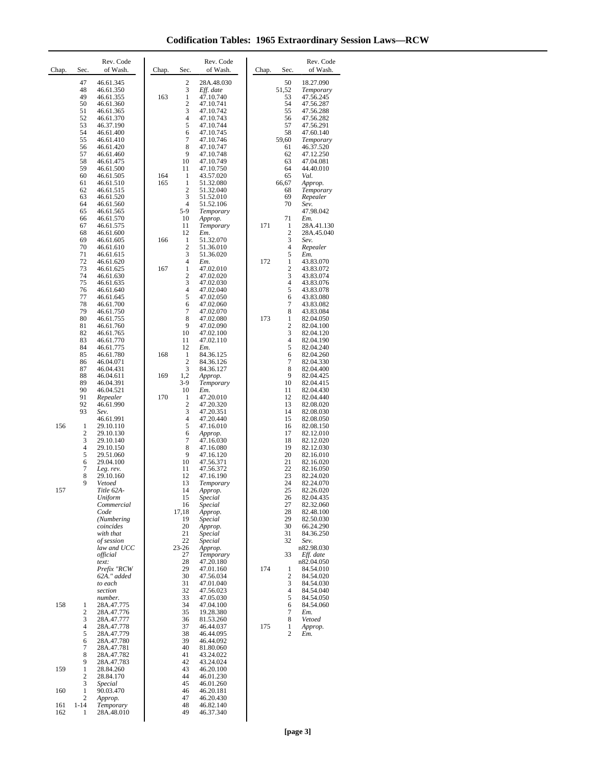# Codification Tables: 1965 Extraordinary Session Laws—RCW

| Chap. | Sec. | Rev. Code of Wash. |
|---|---|---|
| | 47 | 46.61.345 |
| | 48 | 46.61.350 |
| | 49 | 46.61.355 |
| | 50 | 46.61.360 |
| | 51 | 46.61.365 |
| | 52 | 46.61.370 |
| | 53 | 46.37.190 |
| | 54 | 46.61.400 |
| | 55 | 46.61.410 |
| | 56 | 46.61.420 |
| | 57 | 46.61.460 |
| | 58 | 46.61.475 |
| | 59 | 46.61.500 |
| | 60 | 46.61.505 |
| | 61 | 46.61.510 |
| | 62 | 46.61.515 |
| | 63 | 46.61.520 |
| | 64 | 46.61.560 |
| | 65 | 46.61.565 |
| | 66 | 46.61.570 |
| | 67 | 46.61.575 |
| | 68 | 46.61.600 |
| | 69 | 46.61.605 |
| | 70 | 46.61.610 |
| | 71 | 46.61.615 |
| | 72 | 46.61.620 |
| | 73 | 46.61.625 |
| | 74 | 46.61.630 |
| | 75 | 46.61.635 |
| | 76 | 46.61.640 |
| | 77 | 46.61.645 |
| | 78 | 46.61.700 |
| | 79 | 46.61.750 |
| | 80 | 46.61.755 |
| | 81 | 46.61.760 |
| | 82 | 46.61.765 |
| | 83 | 46.61.770 |
| | 84 | 46.61.775 |
| | 85 | 46.61.780 |
| | 86 | 46.04.071 |
| | 87 | 46.04.431 |
| | 88 | 46.04.611 |
| | 89 | 46.04.391 |
| | 90 | 46.04.521 |
| | 91 | *Repealer* |
| | 92 | 46.61.990 |
| | 93 | *Sev.* 46.61.991 |
| 156 | 1 | 29.10.110 |
| | 2 | 29.10.130 |
| | 3 | 29.10.140 |
| | 4 | 29.10.150 |
| | 5 | 29.51.060 |
| | 6 | 29.04.100 |
| | 7 | *Leg. rev.* |
| | 8 | 29.10.160 |
| | 9 | *Vetoed* |
| 157 | | *Title 62A-Uniform Commercial Code (Numbering coincides with that of session law and UCC official text: Prefix "RCW 62A." added to each section number.* |
| 158 | 1 | 28A.47.775 |
| | 2 | 28A.47.776 |
| | 3 | 28A.47.777 |
| | 4 | 28A.47.778 |
| | 5 | 28A.47.779 |
| | 6 | 28A.47.780 |
| | 7 | 28A.47.781 |
| | 8 | 28A.47.782 |
| | 9 | 28A.47.783 |
| 159 | 1 | 28.84.260 |
| | 2 | 28.84.170 |
| | 3 | *Special* |
| 160 | 1 | 90.03.470 |
| | 2 | *Approp.* |
| 161 | 1-14 | *Temporary* |
| 162 | 1 | 28A.48.010 |
| | 2 | 28A.48.030 |
| | 3 | *Eff. date* |
| 163 | 1 | 47.10.740 |
| | 2 | 47.10.741 |
| | 3 | 47.10.742 |
| | 4 | 47.10.743 |
| | 5 | 47.10.744 |
| | 6 | 47.10.745 |
| | 7 | 47.10.746 |
| | 8 | 47.10.747 |
| | 9 | 47.10.748 |
| | 10 | 47.10.749 |
| | 11 | 47.10.750 |
| 164 | 1 | 43.57.020 |
| 165 | 1 | 51.32.080 |
| | 2 | 51.32.040 |
| | 3 | 51.52.010 |
| | 4 | 51.52.106 |
| | 5-9 | *Temporary* |
| | 10 | *Approp.* |
| | 11 | *Temporary* |
| | 12 | *Em.* |
| 166 | 1 | 51.32.070 |
| | 2 | 51.36.010 |
| | 3 | 51.36.020 |
| | 4 | *Em.* |
| 167 | 1 | 47.02.010 |
| | 2 | 47.02.020 |
| | 3 | 47.02.030 |
| | 4 | 47.02.040 |
| | 5 | 47.02.050 |
| | 6 | 47.02.060 |
| | 7 | 47.02.070 |
| | 8 | 47.02.080 |
| | 9 | 47.02.090 |
| | 10 | 47.02.100 |
| | 11 | 47.02.110 |
| | 12 | *Em.* |
| 168 | 1 | 84.36.125 |
| | 2 | 84.36.126 |
| | 3 | 84.36.127 |
| 169 | 1,2 | *Approp.* |
| | 3-9 | *Temporary* |
| | 10 | *Em.* |
| 170 | 1 | 47.20.010 |
| | 2 | 47.20.320 |
| | 3 | 47.20.351 |
| | 4 | 47.20.440 |
| | 5 | 47.16.010 |
| | 6 | *Approp.* |
| | 7 | 47.16.030 |
| | 8 | 47.16.080 |
| | 9 | 47.16.120 |
| | 10 | 47.56.371 |
| | 11 | 47.56.372 |
| | 12 | 47.16.190 |
| | 13 | *Temporary* |
| | 14 | *Approp.* |
| | 15 | *Special* |
| | 16 | *Special* |
| | 17,18 | *Approp.* |
| | 19 | *Special* |
| | 20 | *Approp.* |
| | 21 | *Special* |
| | 22 | *Special* |
| | 23-26 | *Approp.* |
| | 27 | *Temporary* |
| | 28 | 47.20.180 |
| | 29 | 47.01.160 |
| | 30 | 47.56.034 |
| | 31 | 47.01.040 |
| | 32 | 47.56.023 |
| | 33 | 47.05.030 |
| | 34 | 47.04.100 |
| | 35 | 19.28.380 |
| | 36 | 81.53.260 |
| | 37 | 46.44.037 |
| | 38 | 46.44.095 |
| | 39 | 46.44.092 |
| | 40 | 81.80.060 |
| | 41 | 43.24.022 |
| | 42 | 43.24.024 |
| | 43 | 46.20.100 |
| | 44 | 46.01.230 |
| | 45 | 46.01.260 |
| | 46 | 46.20.181 |
| | 47 | 46.20.430 |
| | 48 | 46.82.140 |
| | 49 | 46.37.340 |
| | 50 | 18.27.090 |
| | 51,52 | *Temporary* |
| | 53 | 47.56.245 |
| | 54 | 47.56.287 |
| | 55 | 47.56.288 |
| | 56 | 47.56.282 |
| | 57 | 47.56.291 |
| | 58 | 47.60.140 |
| | 59,60 | *Temporary* |
| | 61 | 46.37.520 |
| | 62 | 47.12.250 |
| | 63 | 47.04.081 |
| | 64 | 44.40.010 |
| | 65 | *Val.* |
| | 66,67 | *Approp.* |
| | 68 | *Temporary* |
| | 69 | *Repealer* |
| | 70 | *Sev.* 47.98.042 |
| | 71 | *Em.* |
| 171 | 1 | 28A.41.130 |
| | 2 | 28A.45.040 |
| | 3 | *Sev.* |
| | 4 | *Repealer* |
| | 5 | *Em.* |
| 172 | 1 | 43.83.070 |
| | 2 | 43.83.072 |
| | 3 | 43.83.074 |
| | 4 | 43.83.076 |
| | 5 | 43.83.078 |
| | 6 | 43.83.080 |
| | 7 | 43.83.082 |
| | 8 | 43.83.084 |
| 173 | 1 | 82.04.050 |
| | 2 | 82.04.100 |
| | 3 | 82.04.120 |
| | 4 | 82.04.190 |
| | 5 | 82.04.240 |
| | 6 | 82.04.260 |
| | 7 | 82.04.330 |
| | 8 | 82.04.400 |
| | 9 | 82.04.425 |
| | 10 | 82.04.415 |
| | 11 | 82.04.430 |
| | 12 | 82.04.440 |
| | 13 | 82.08.020 |
| | 14 | 82.08.030 |
| | 15 | 82.08.050 |
| | 16 | 82.08.150 |
| | 17 | 82.12.010 |
| | 18 | 82.12.020 |
| | 19 | 82.12.030 |
| | 20 | 82.16.010 |
| | 21 | 82.16.020 |
| | 22 | 82.16.050 |
| | 23 | 82.24.020 |
| | 24 | 82.24.070 |
| | 25 | 82.26.020 |
| | 26 | 82.04.435 |
| | 27 | 82.32.060 |
| | 28 | 82.48.100 |
| | 29 | 82.50.030 |
| | 30 | 66.24.290 |
| | 31 | 84.36.250 |
| | 32 | *Sev.* n82.98.030 |
| | 33 | *Eff. date* n82.04.050 |
| 174 | 1 | 84.54.010 |
| | 2 | 84.54.020 |
| | 3 | 84.54.030 |
| | 4 | 84.54.040 |
| | 5 | 84.54.050 |
| | 6 | 84.54.060 |
| | 7 | *Em.* |
| | 8 | *Vetoed* |
| 175 | 1 | *Approp.* |
| | 2 | *Em.* |